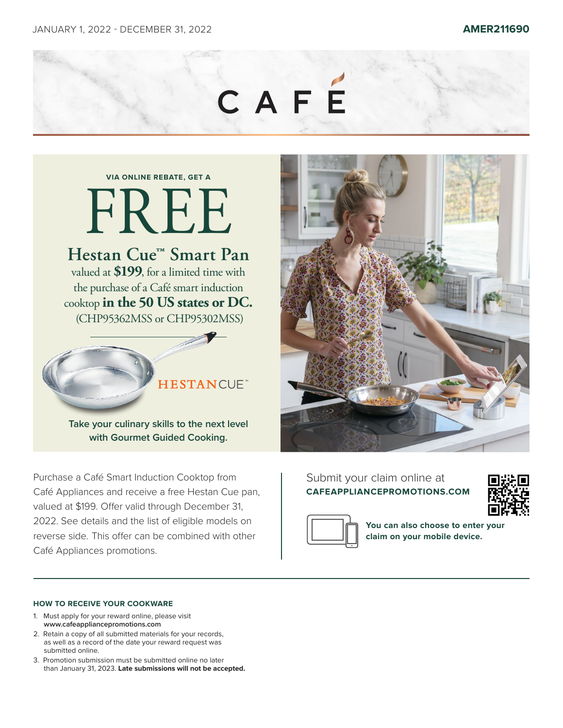JANUARY 1, 2022 - DECEMBER 31, 2022

**AMER211690**

# CAFÉ

**VIA ONLINE REBATE, GET A**

# FREE

## Hestan Cue™ Smart Pan

valued at **$199**, for a limited time with the purchase of a Café smart induction cooktop **in the 50 US states or DC.** (CHP95362MSS or CHP95302MSS)

HESTANCUE™

**Take your culinary skills to the next level with Gourmet Guided Cooking.**

Purchase a Café Smart Induction Cooktop from Café Appliances and receive a free Hestan Cue pan, valued at $199. Offer valid through December 31, 2022. See details and the list of eligible models on reverse side. This offer can be combined with other Café Appliances promotions.

Submit your claim online at
**CAFEAPPLIANCEPROMOTIONS.COM**

**You can also choose to enter your claim on your mobile device.**

### HOW TO RECEIVE YOUR COOKWARE

1. Must apply for your reward online, please visit **www.cafeappliancepromotions.com**
2. Retain a copy of all submitted materials for your records, as well as a record of the date your reward request was submitted online.
3. Promotion submission must be submitted online no later than January 31, 2023. **Late submissions will not be accepted.**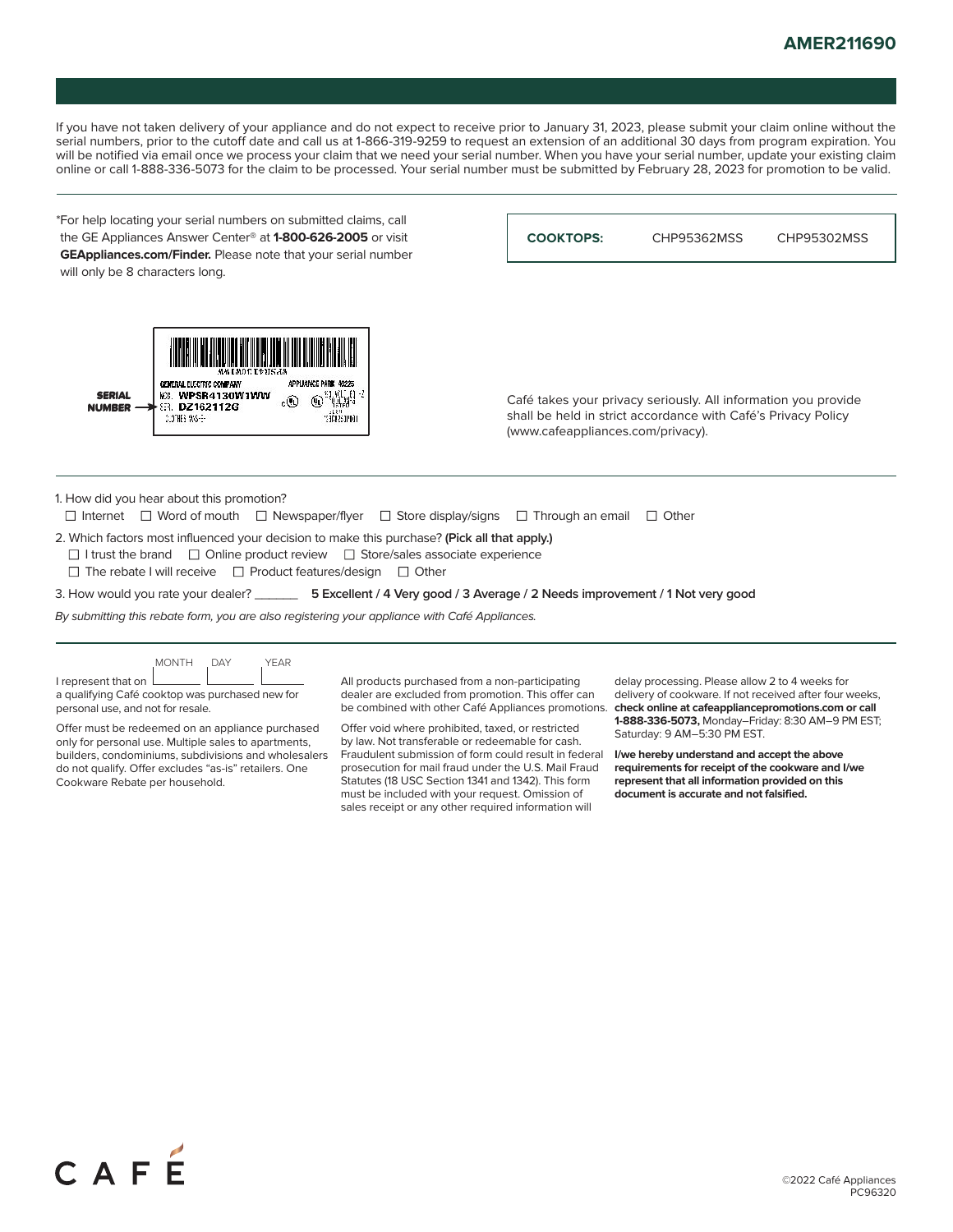**AMER211690**

If you have not taken delivery of your appliance and do not expect to receive prior to January 31, 2023, please submit your claim online without the serial numbers, prior to the cutoff date and call us at 1-866-319-9259 to request an extension of an additional 30 days from program expiration. You will be notified via email once we process your claim that we need your serial number. When you have your serial number, update your existing claim online or call 1-888-336-5073 for the claim to be processed. Your serial number must be submitted by February 28, 2023 for promotion to be valid.

*For help locating your serial numbers on submitted claims, call the GE Appliances Answer Center® at **1-800-626-2005** or visit **GEAppliances.com/Finder.** Please note that your serial number will only be 8 characters long.

| **COOKTOPS:** | CHP95362MSS | CHP95302MSS |
|---|---|---|

SERIAL NUMBER → SER. DZ162112G

GENERAL ELECTRIC COMPANY APPLIANCE PARK 40225
MOD. WPSR4130W1WW

Café takes your privacy seriously. All information you provide shall be held in strict accordance with Café's Privacy Policy (www.cafeappliances.com/privacy).

1. How did you hear about this promotion?
   ☐ Internet ☐ Word of mouth ☐ Newspaper/flyer ☐ Store display/signs ☐ Through an email ☐ Other

2. Which factors most influenced your decision to make this purchase? **(Pick all that apply.)**
   ☐ I trust the brand ☐ Online product review ☐ Store/sales associate experience
   ☐ The rebate I will receive ☐ Product features/design ☐ Other

3. How would you rate your dealer? _______ **5 Excellent / 4 Very good / 3 Average / 2 Needs improvement / 1 Not very good**

*By submitting this rebate form, you are also registering your appliance with Café Appliances.*

I represent that on MONTH ______ DAY ______ YEAR ______ a qualifying Café cooktop was purchased new for personal use, and not for resale.

Offer must be redeemed on an appliance purchased only for personal use. Multiple sales to apartments, builders, condominiums, subdivisions and wholesalers do not qualify. Offer excludes "as-is" retailers. One Cookware Rebate per household.

All products purchased from a non-participating dealer are excluded from promotion. This offer can be combined with other Café Appliances promotions.

Offer void where prohibited, taxed, or restricted by law. Not transferable or redeemable for cash. Fraudulent submission of form could result in federal prosecution for mail fraud under the U.S. Mail Fraud Statutes (18 USC Section 1341 and 1342). This form must be included with your request. Omission of sales receipt or any other required information will delay processing. Please allow 2 to 4 weeks for delivery of cookware. If not received after four weeks, **check online at cafeappliancepromotions.com or call 1-888-336-5073,** Monday–Friday: 8:30 AM–9 PM EST; Saturday: 9 AM–5:30 PM EST.

**I/we hereby understand and accept the above requirements for receipt of the cookware and I/we represent that all information provided on this document is accurate and not falsified.**

CAFÉ

©2022 Café Appliances
PC96320